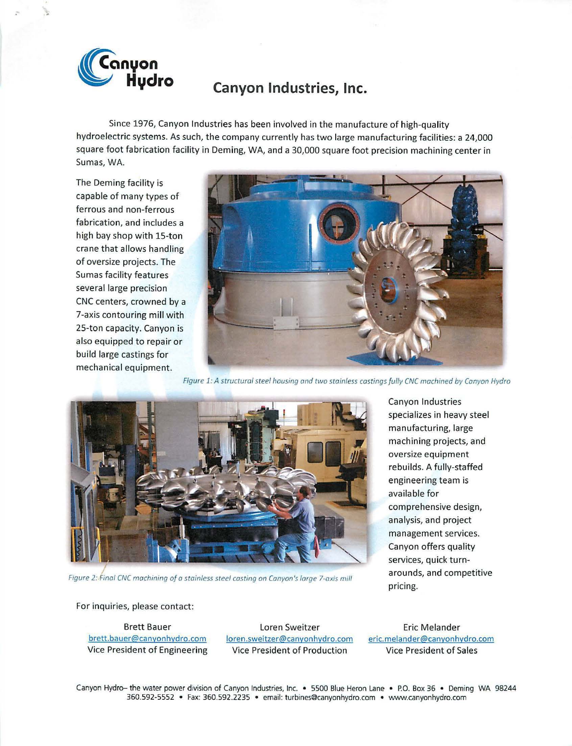# Canyon Industries, Inc.

Since 1976, Canyon Industries has been involved in the manufacture of high-quality hydroelectric systems. As such, the company currently has two large manufacturing facilities: a 24,000 square foot fabrication facility in Deming, WA, and a 30,000 square foot precision machining center in Sumas, WA.

The Deming facility is capable of many types of ferrous and non-ferrous fabrication, and includes a high bay shop with 15-ton crane that allows handling of oversize projects. The Sumas facility features several large precision CNC centers, crowned by a 7-axis contouring mill with 25-ton capacity. Canyon is also equipped to repair or build large castings for mechanical equipment.

*Figure 1: A structural steel housing and two stainless castings fully CNC machined by Canyon Hydro*

*Figure 2: Final CNC machining of a stainless steel casting on Canyon's large 7-axis mill*

Canyon Industries specializes in heavy steel manufacturing, large machining projects, and oversize equipment rebuilds. A fully-staffed engineering team is available for comprehensive design, analysis, and project management services. Canyon offers quality services, quick turn-arounds, and competitive pricing.

For inquiries, please contact:

| Brett Bauer | Loren Sweitzer | Eric Melander |
|---|---|---|
| brett.bauer@canyonhydro.com | loren.sweitzer@canyonhydro.com | eric.melander@canyonhydro.com |
| Vice President of Engineering | Vice President of Production | Vice President of Sales |

Canyon Hydro– the water power division of Canyon Industries, Inc. • 5500 Blue Heron Lane • P.O. Box 36 • Deming WA 98244
360.592-5552 • Fax: 360.592.2235 • email: turbines@canyonhydro.com • www.canyonhydro.com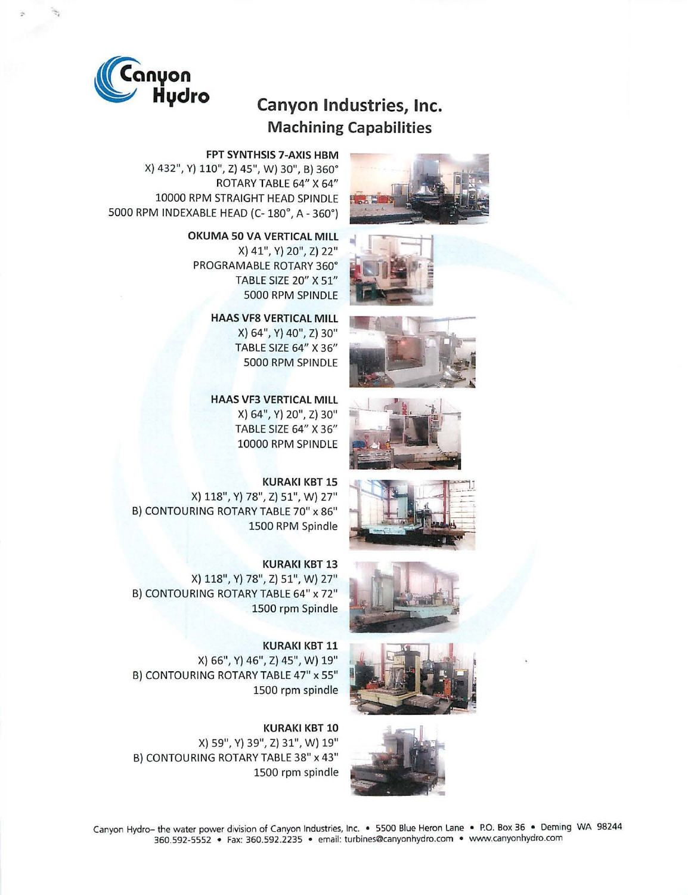# Canyon Industries, Inc.

## Machining Capabilities

**FPT SYNTHSIS 7-AXIS HBM**
X) 432", Y) 110", Z) 45", W) 30", B) 360°
ROTARY TABLE 64" X 64"
10000 RPM STRAIGHT HEAD SPINDLE
5000 RPM INDEXABLE HEAD (C- 180°, A - 360°)

**OKUMA 50 VA VERTICAL MILL**
X) 41", Y) 20", Z) 22"
PROGRAMABLE ROTARY 360°
TABLE SIZE 20" X 51"
5000 RPM SPINDLE

**HAAS VF8 VERTICAL MILL**
X) 64", Y) 40", Z) 30"
TABLE SIZE 64" X 36"
5000 RPM SPINDLE

**HAAS VF3 VERTICAL MILL**
X) 64", Y) 20", Z) 30"
TABLE SIZE 64" X 36"
10000 RPM SPINDLE

**KURAKI KBT 15**
X) 118", Y) 78", Z) 51", W) 27"
B) CONTOURING ROTARY TABLE 70" x 86"
1500 RPM Spindle

**KURAKI KBT 13**
X) 118", Y) 78", Z) 51", W) 27"
B) CONTOURING ROTARY TABLE 64" x 72"
1500 rpm Spindle

**KURAKI KBT 11**
X) 66", Y) 46", Z) 45", W) 19"
B) CONTOURING ROTARY TABLE 47" x 55"
1500 rpm spindle

**KURAKI KBT 10**
X) 59", Y) 39", Z) 31", W) 19"
B) CONTOURING ROTARY TABLE 38" x 43"
1500 rpm spindle

Canyon Hydro– the water power division of Canyon Industries, Inc. • 5500 Blue Heron Lane • P.O. Box 36 • Deming WA 98244
360.592-5552 • Fax: 360.592.2235 • email: turbines@canyonhydro.com • www.canyonhydro.com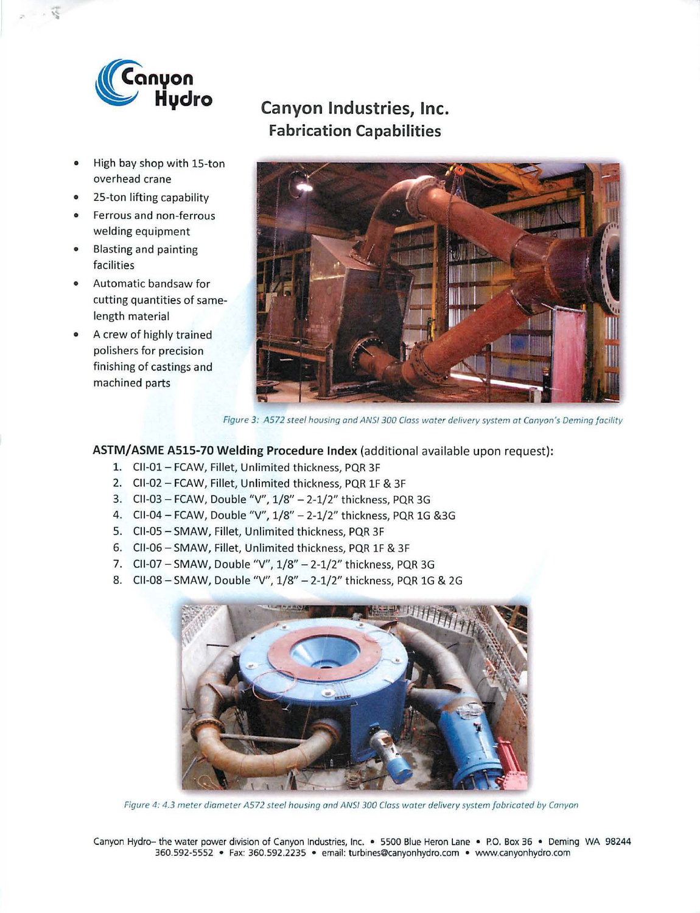# Canyon Industries, Inc.

## Fabrication Capabilities

- High bay shop with 15-ton overhead crane
- 25-ton lifting capability
- Ferrous and non-ferrous welding equipment
- Blasting and painting facilities
- Automatic bandsaw for cutting quantities of same-length material
- A crew of highly trained polishers for precision finishing of castings and machined parts

*Figure 3: A572 steel housing and ANSI 300 Class water delivery system at Canyon's Deming facility*

**ASTM/ASME A515-70 Welding Procedure Index** (additional available upon request):

1. CII-01 – FCAW, Fillet, Unlimited thickness, PQR 3F
2. CII-02 – FCAW, Fillet, Unlimited thickness, PQR 1F & 3F
3. CII-03 – FCAW, Double "V", 1/8" – 2-1/2" thickness, PQR 3G
4. CII-04 – FCAW, Double "V", 1/8" – 2-1/2" thickness, PQR 1G &3G
5. CII-05 – SMAW, Fillet, Unlimited thickness, PQR 3F
6. CII-06 – SMAW, Fillet, Unlimited thickness, PQR 1F & 3F
7. CII-07 – SMAW, Double "V", 1/8" – 2-1/2" thickness, PQR 3G
8. CII-08 – SMAW, Double "V", 1/8" – 2-1/2" thickness, PQR 1G & 2G

*Figure 4: 4.3 meter diameter A572 steel housing and ANSI 300 Class water delivery system fabricated by Canyon*

Canyon Hydro– the water power division of Canyon Industries, Inc. • 5500 Blue Heron Lane • P.O. Box 36 • Deming WA 98244
360.592-5552 • Fax: 360.592.2235 • email: turbines@canyonhydro.com • www.canyonhydro.com